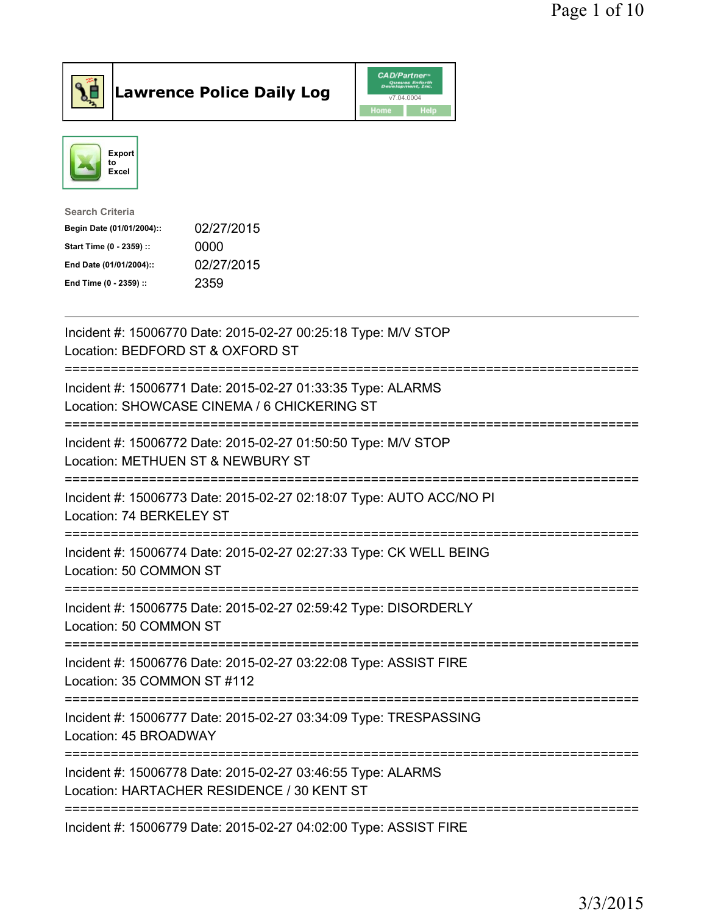# Lawrence Police Daily Log

Export to Excel

**Search Criteria**

| | |
|---|---|
| Begin Date (01/01/2004):: | 02/27/2015 |
| Start Time (0 - 2359) :: | 0000 |
| End Date (01/01/2004):: | 02/27/2015 |
| End Time (0 - 2359) :: | 2359 |

---

Incident #: 15006770 Date: 2015-02-27 00:25:18 Type: M/V STOP
Location: BEDFORD ST & OXFORD ST

===========================================================================

Incident #: 15006771 Date: 2015-02-27 01:33:35 Type: ALARMS
Location: SHOWCASE CINEMA / 6 CHICKERING ST

===========================================================================

Incident #: 15006772 Date: 2015-02-27 01:50:50 Type: M/V STOP
Location: METHUEN ST & NEWBURY ST

===========================================================================

Incident #: 15006773 Date: 2015-02-27 02:18:07 Type: AUTO ACC/NO PI
Location: 74 BERKELEY ST

===========================================================================

Incident #: 15006774 Date: 2015-02-27 02:27:33 Type: CK WELL BEING
Location: 50 COMMON ST

===========================================================================

Incident #: 15006775 Date: 2015-02-27 02:59:42 Type: DISORDERLY
Location: 50 COMMON ST

===========================================================================

Incident #: 15006776 Date: 2015-02-27 03:22:08 Type: ASSIST FIRE
Location: 35 COMMON ST #112

===========================================================================

Incident #: 15006777 Date: 2015-02-27 03:34:09 Type: TRESPASSING
Location: 45 BROADWAY

===========================================================================

Incident #: 15006778 Date: 2015-02-27 03:46:55 Type: ALARMS
Location: HARTACHER RESIDENCE / 30 KENT ST

===========================================================================

Incident #: 15006779 Date: 2015-02-27 04:02:00 Type: ASSIST FIRE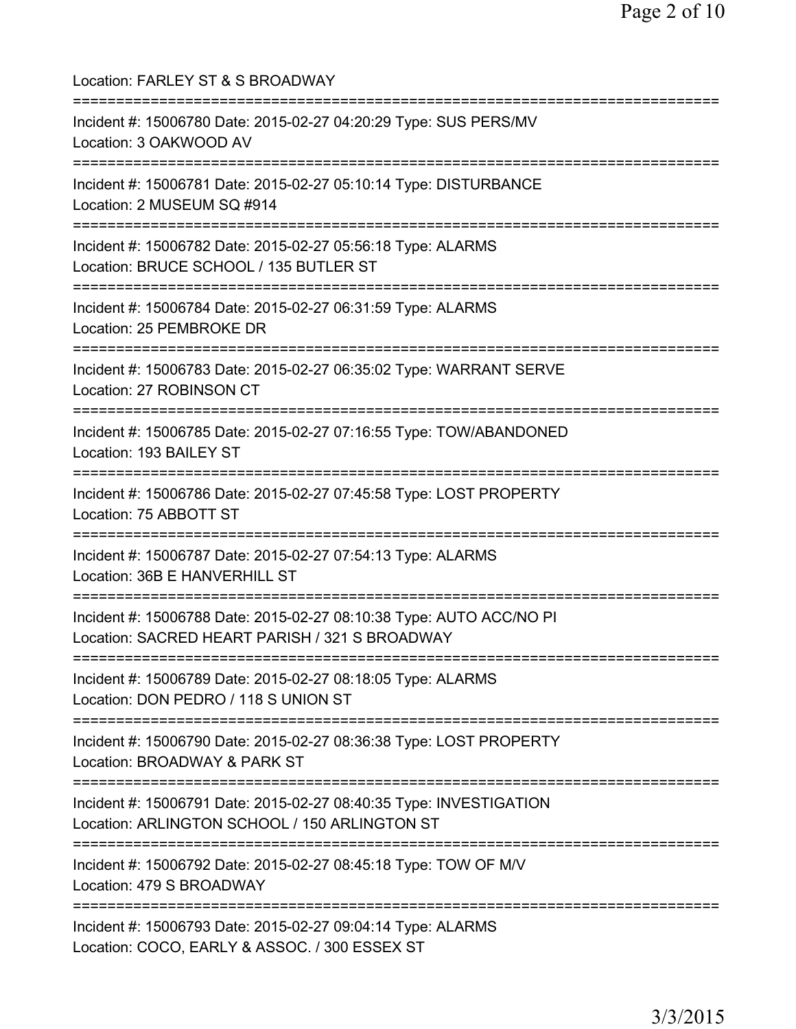Location: FARLEY ST & S BROADWAY

===========================================================================

Incident #: 15006780 Date: 2015-02-27 04:20:29 Type: SUS PERS/MV
Location: 3 OAKWOOD AV

===========================================================================

Incident #: 15006781 Date: 2015-02-27 05:10:14 Type: DISTURBANCE
Location: 2 MUSEUM SQ #914

===========================================================================

Incident #: 15006782 Date: 2015-02-27 05:56:18 Type: ALARMS
Location: BRUCE SCHOOL / 135 BUTLER ST

===========================================================================

Incident #: 15006784 Date: 2015-02-27 06:31:59 Type: ALARMS
Location: 25 PEMBROKE DR

===========================================================================

Incident #: 15006783 Date: 2015-02-27 06:35:02 Type: WARRANT SERVE
Location: 27 ROBINSON CT

===========================================================================

Incident #: 15006785 Date: 2015-02-27 07:16:55 Type: TOW/ABANDONED
Location: 193 BAILEY ST

===========================================================================

Incident #: 15006786 Date: 2015-02-27 07:45:58 Type: LOST PROPERTY
Location: 75 ABBOTT ST

===========================================================================

Incident #: 15006787 Date: 2015-02-27 07:54:13 Type: ALARMS
Location: 36B E HANVERHILL ST

===========================================================================

Incident #: 15006788 Date: 2015-02-27 08:10:38 Type: AUTO ACC/NO PI
Location: SACRED HEART PARISH / 321 S BROADWAY

===========================================================================

Incident #: 15006789 Date: 2015-02-27 08:18:05 Type: ALARMS
Location: DON PEDRO / 118 S UNION ST

===========================================================================

Incident #: 15006790 Date: 2015-02-27 08:36:38 Type: LOST PROPERTY
Location: BROADWAY & PARK ST

===========================================================================

Incident #: 15006791 Date: 2015-02-27 08:40:35 Type: INVESTIGATION
Location: ARLINGTON SCHOOL / 150 ARLINGTON ST

===========================================================================

Incident #: 15006792 Date: 2015-02-27 08:45:18 Type: TOW OF M/V
Location: 479 S BROADWAY

===========================================================================

Incident #: 15006793 Date: 2015-02-27 09:04:14 Type: ALARMS
Location: COCO, EARLY & ASSOC. / 300 ESSEX ST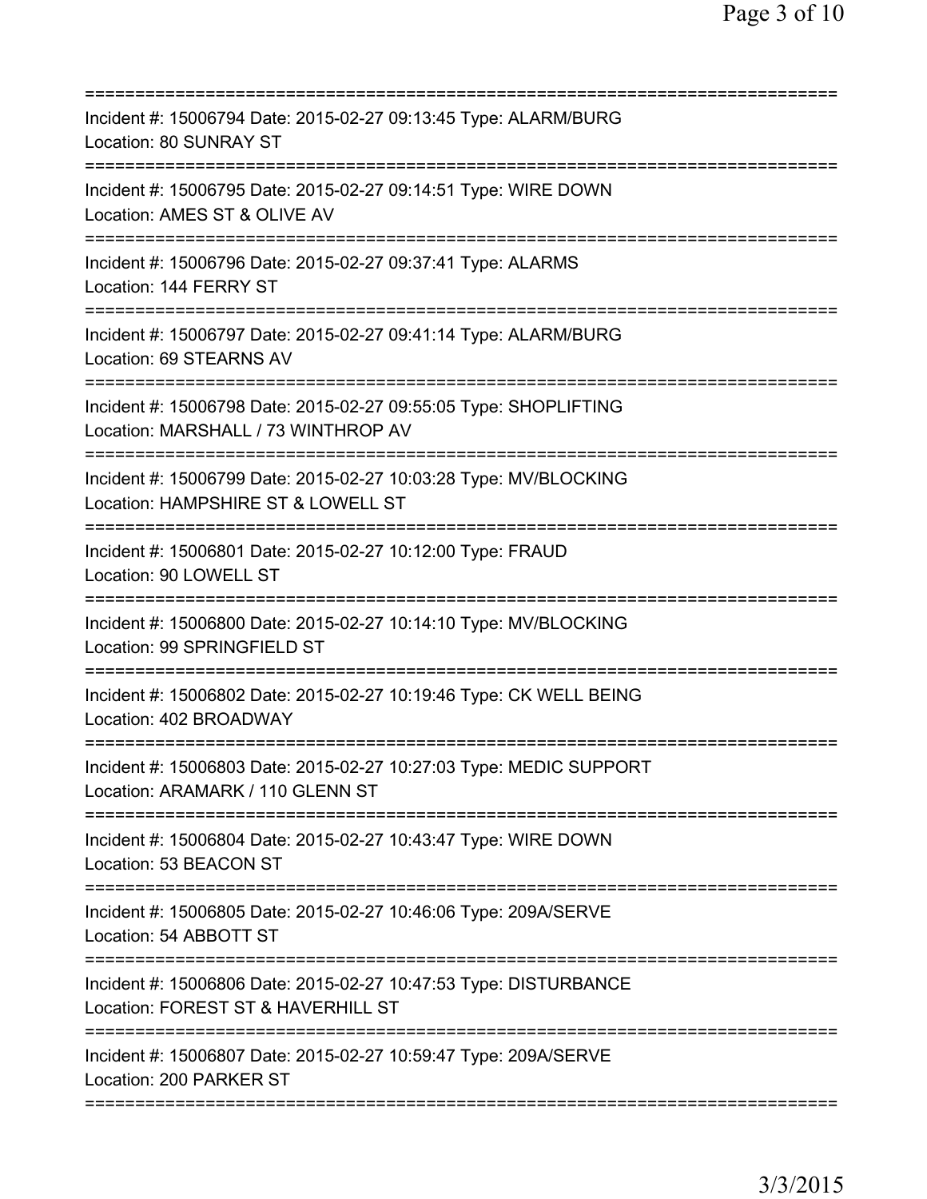===========================================================================

Incident #: 15006794 Date: 2015-02-27 09:13:45 Type: ALARM/BURG
Location: 80 SUNRAY ST

===========================================================================

Incident #: 15006795 Date: 2015-02-27 09:14:51 Type: WIRE DOWN
Location: AMES ST & OLIVE AV

===========================================================================

Incident #: 15006796 Date: 2015-02-27 09:37:41 Type: ALARMS
Location: 144 FERRY ST

===========================================================================

Incident #: 15006797 Date: 2015-02-27 09:41:14 Type: ALARM/BURG
Location: 69 STEARNS AV

===========================================================================

Incident #: 15006798 Date: 2015-02-27 09:55:05 Type: SHOPLIFTING
Location: MARSHALL / 73 WINTHROP AV

===========================================================================

Incident #: 15006799 Date: 2015-02-27 10:03:28 Type: MV/BLOCKING
Location: HAMPSHIRE ST & LOWELL ST

===========================================================================

Incident #: 15006801 Date: 2015-02-27 10:12:00 Type: FRAUD
Location: 90 LOWELL ST

===========================================================================

Incident #: 15006800 Date: 2015-02-27 10:14:10 Type: MV/BLOCKING
Location: 99 SPRINGFIELD ST

===========================================================================

Incident #: 15006802 Date: 2015-02-27 10:19:46 Type: CK WELL BEING
Location: 402 BROADWAY

===========================================================================

Incident #: 15006803 Date: 2015-02-27 10:27:03 Type: MEDIC SUPPORT
Location: ARAMARK / 110 GLENN ST

===========================================================================

Incident #: 15006804 Date: 2015-02-27 10:43:47 Type: WIRE DOWN
Location: 53 BEACON ST

===========================================================================

Incident #: 15006805 Date: 2015-02-27 10:46:06 Type: 209A/SERVE
Location: 54 ABBOTT ST

===========================================================================

Incident #: 15006806 Date: 2015-02-27 10:47:53 Type: DISTURBANCE
Location: FOREST ST & HAVERHILL ST

===========================================================================

Incident #: 15006807 Date: 2015-02-27 10:59:47 Type: 209A/SERVE
Location: 200 PARKER ST

===========================================================================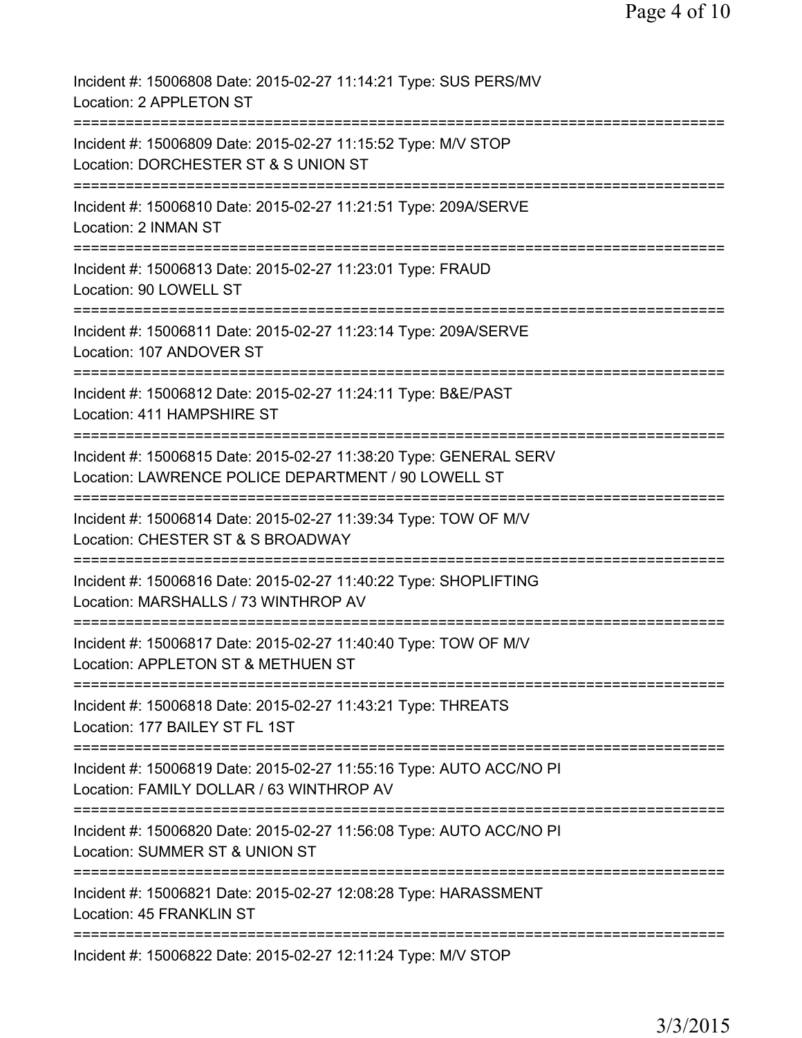Incident #: 15006808 Date: 2015-02-27 11:14:21 Type: SUS PERS/MV
Location: 2 APPLETON ST

===========================================================================

Incident #: 15006809 Date: 2015-02-27 11:15:52 Type: M/V STOP
Location: DORCHESTER ST & S UNION ST

===========================================================================

Incident #: 15006810 Date: 2015-02-27 11:21:51 Type: 209A/SERVE
Location: 2 INMAN ST

===========================================================================

Incident #: 15006813 Date: 2015-02-27 11:23:01 Type: FRAUD
Location: 90 LOWELL ST

===========================================================================

Incident #: 15006811 Date: 2015-02-27 11:23:14 Type: 209A/SERVE
Location: 107 ANDOVER ST

===========================================================================

Incident #: 15006812 Date: 2015-02-27 11:24:11 Type: B&E/PAST
Location: 411 HAMPSHIRE ST

===========================================================================

Incident #: 15006815 Date: 2015-02-27 11:38:20 Type: GENERAL SERV
Location: LAWRENCE POLICE DEPARTMENT / 90 LOWELL ST

===========================================================================

Incident #: 15006814 Date: 2015-02-27 11:39:34 Type: TOW OF M/V
Location: CHESTER ST & S BROADWAY

===========================================================================

Incident #: 15006816 Date: 2015-02-27 11:40:22 Type: SHOPLIFTING
Location: MARSHALLS / 73 WINTHROP AV

===========================================================================

Incident #: 15006817 Date: 2015-02-27 11:40:40 Type: TOW OF M/V
Location: APPLETON ST & METHUEN ST

===========================================================================

Incident #: 15006818 Date: 2015-02-27 11:43:21 Type: THREATS
Location: 177 BAILEY ST FL 1ST

===========================================================================

Incident #: 15006819 Date: 2015-02-27 11:55:16 Type: AUTO ACC/NO PI
Location: FAMILY DOLLAR / 63 WINTHROP AV

===========================================================================

Incident #: 15006820 Date: 2015-02-27 11:56:08 Type: AUTO ACC/NO PI
Location: SUMMER ST & UNION ST

===========================================================================

Incident #: 15006821 Date: 2015-02-27 12:08:28 Type: HARASSMENT
Location: 45 FRANKLIN ST

===========================================================================

Incident #: 15006822 Date: 2015-02-27 12:11:24 Type: M/V STOP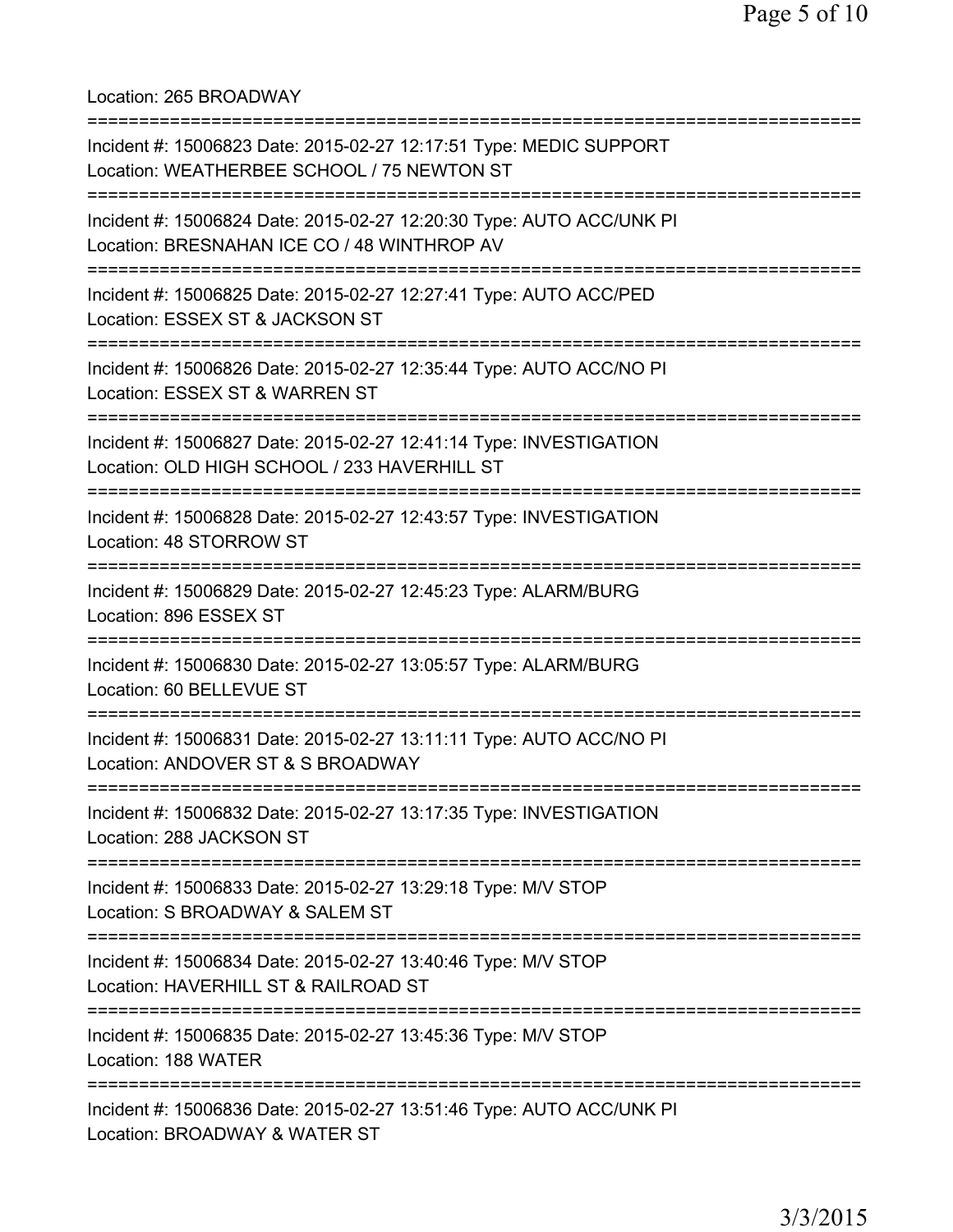Location: 265 BROADWAY

===========================================================================

Incident #: 15006823 Date: 2015-02-27 12:17:51 Type: MEDIC SUPPORT
Location: WEATHERBEE SCHOOL / 75 NEWTON ST

===========================================================================

Incident #: 15006824 Date: 2015-02-27 12:20:30 Type: AUTO ACC/UNK PI
Location: BRESNAHAN ICE CO / 48 WINTHROP AV

===========================================================================

Incident #: 15006825 Date: 2015-02-27 12:27:41 Type: AUTO ACC/PED
Location: ESSEX ST & JACKSON ST

===========================================================================

Incident #: 15006826 Date: 2015-02-27 12:35:44 Type: AUTO ACC/NO PI
Location: ESSEX ST & WARREN ST

===========================================================================

Incident #: 15006827 Date: 2015-02-27 12:41:14 Type: INVESTIGATION
Location: OLD HIGH SCHOOL / 233 HAVERHILL ST

===========================================================================

Incident #: 15006828 Date: 2015-02-27 12:43:57 Type: INVESTIGATION
Location: 48 STORROW ST

===========================================================================

Incident #: 15006829 Date: 2015-02-27 12:45:23 Type: ALARM/BURG
Location: 896 ESSEX ST

===========================================================================

Incident #: 15006830 Date: 2015-02-27 13:05:57 Type: ALARM/BURG
Location: 60 BELLEVUE ST

===========================================================================

Incident #: 15006831 Date: 2015-02-27 13:11:11 Type: AUTO ACC/NO PI
Location: ANDOVER ST & S BROADWAY

===========================================================================

Incident #: 15006832 Date: 2015-02-27 13:17:35 Type: INVESTIGATION
Location: 288 JACKSON ST

===========================================================================

Incident #: 15006833 Date: 2015-02-27 13:29:18 Type: M/V STOP
Location: S BROADWAY & SALEM ST

===========================================================================

Incident #: 15006834 Date: 2015-02-27 13:40:46 Type: M/V STOP
Location: HAVERHILL ST & RAILROAD ST

===========================================================================

Incident #: 15006835 Date: 2015-02-27 13:45:36 Type: M/V STOP
Location: 188 WATER

===========================================================================

Incident #: 15006836 Date: 2015-02-27 13:51:46 Type: AUTO ACC/UNK PI
Location: BROADWAY & WATER ST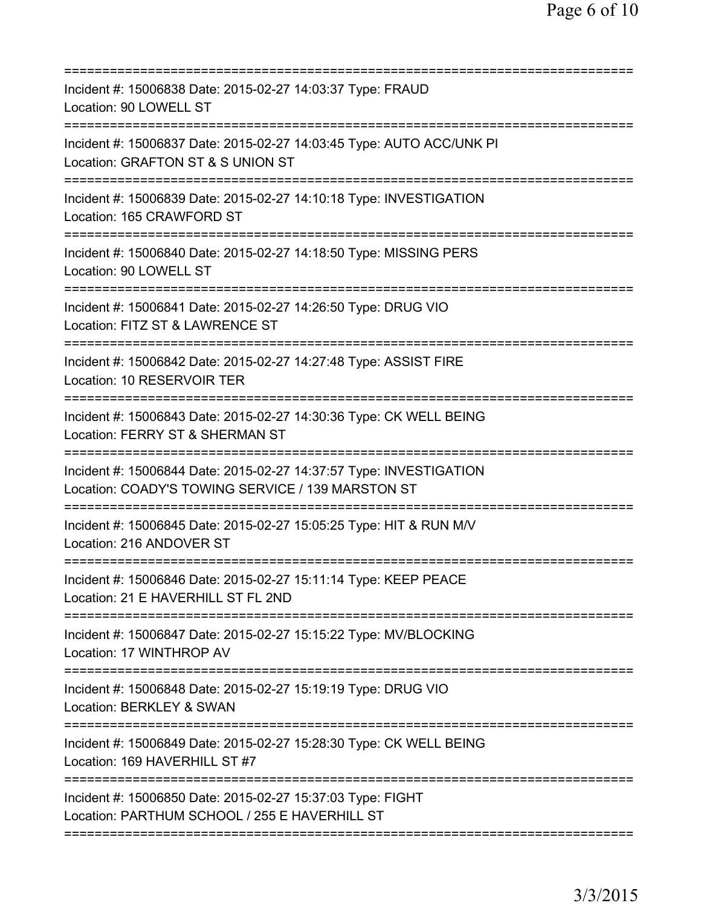===========================================================================
Incident #: 15006838 Date: 2015-02-27 14:03:37 Type: FRAUD
Location: 90 LOWELL ST
===========================================================================
Incident #: 15006837 Date: 2015-02-27 14:03:45 Type: AUTO ACC/UNK PI
Location: GRAFTON ST & S UNION ST
===========================================================================
Incident #: 15006839 Date: 2015-02-27 14:10:18 Type: INVESTIGATION
Location: 165 CRAWFORD ST
===========================================================================
Incident #: 15006840 Date: 2015-02-27 14:18:50 Type: MISSING PERS
Location: 90 LOWELL ST
===========================================================================
Incident #: 15006841 Date: 2015-02-27 14:26:50 Type: DRUG VIO
Location: FITZ ST & LAWRENCE ST
===========================================================================
Incident #: 15006842 Date: 2015-02-27 14:27:48 Type: ASSIST FIRE
Location: 10 RESERVOIR TER
===========================================================================
Incident #: 15006843 Date: 2015-02-27 14:30:36 Type: CK WELL BEING
Location: FERRY ST & SHERMAN ST
===========================================================================
Incident #: 15006844 Date: 2015-02-27 14:37:57 Type: INVESTIGATION
Location: COADY'S TOWING SERVICE / 139 MARSTON ST
===========================================================================
Incident #: 15006845 Date: 2015-02-27 15:05:25 Type: HIT & RUN M/V
Location: 216 ANDOVER ST
===========================================================================
Incident #: 15006846 Date: 2015-02-27 15:11:14 Type: KEEP PEACE
Location: 21 E HAVERHILL ST FL 2ND
===========================================================================
Incident #: 15006847 Date: 2015-02-27 15:15:22 Type: MV/BLOCKING
Location: 17 WINTHROP AV
===========================================================================
Incident #: 15006848 Date: 2015-02-27 15:19:19 Type: DRUG VIO
Location: BERKLEY & SWAN
===========================================================================
Incident #: 15006849 Date: 2015-02-27 15:28:30 Type: CK WELL BEING
Location: 169 HAVERHILL ST #7
===========================================================================
Incident #: 15006850 Date: 2015-02-27 15:37:03 Type: FIGHT
Location: PARTHUM SCHOOL / 255 E HAVERHILL ST
===========================================================================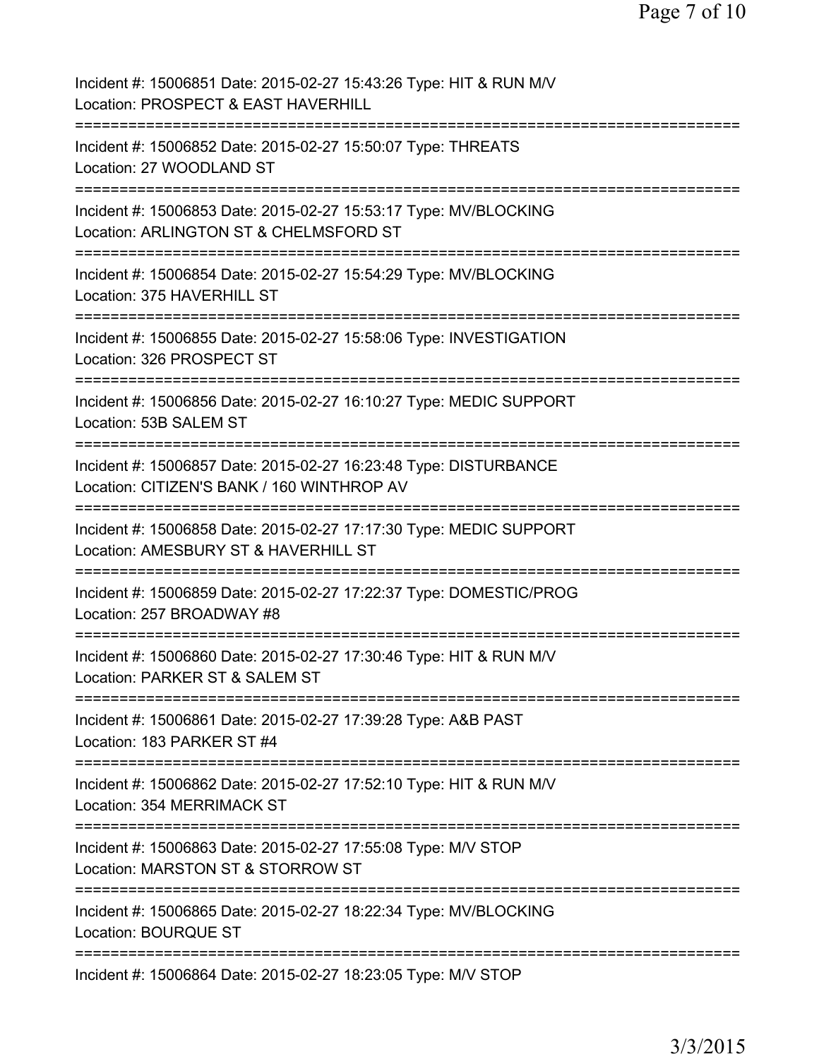Incident #: 15006851 Date: 2015-02-27 15:43:26 Type: HIT & RUN M/V
Location: PROSPECT & EAST HAVERHILL
===========================================================================
Incident #: 15006852 Date: 2015-02-27 15:50:07 Type: THREATS
Location: 27 WOODLAND ST
===========================================================================
Incident #: 15006853 Date: 2015-02-27 15:53:17 Type: MV/BLOCKING
Location: ARLINGTON ST & CHELMSFORD ST
===========================================================================
Incident #: 15006854 Date: 2015-02-27 15:54:29 Type: MV/BLOCKING
Location: 375 HAVERHILL ST
===========================================================================
Incident #: 15006855 Date: 2015-02-27 15:58:06 Type: INVESTIGATION
Location: 326 PROSPECT ST
===========================================================================
Incident #: 15006856 Date: 2015-02-27 16:10:27 Type: MEDIC SUPPORT
Location: 53B SALEM ST
===========================================================================
Incident #: 15006857 Date: 2015-02-27 16:23:48 Type: DISTURBANCE
Location: CITIZEN'S BANK / 160 WINTHROP AV
===========================================================================
Incident #: 15006858 Date: 2015-02-27 17:17:30 Type: MEDIC SUPPORT
Location: AMESBURY ST & HAVERHILL ST
===========================================================================
Incident #: 15006859 Date: 2015-02-27 17:22:37 Type: DOMESTIC/PROG
Location: 257 BROADWAY #8
===========================================================================
Incident #: 15006860 Date: 2015-02-27 17:30:46 Type: HIT & RUN M/V
Location: PARKER ST & SALEM ST
===========================================================================
Incident #: 15006861 Date: 2015-02-27 17:39:28 Type: A&B PAST
Location: 183 PARKER ST #4
===========================================================================
Incident #: 15006862 Date: 2015-02-27 17:52:10 Type: HIT & RUN M/V
Location: 354 MERRIMACK ST
===========================================================================
Incident #: 15006863 Date: 2015-02-27 17:55:08 Type: M/V STOP
Location: MARSTON ST & STORROW ST
===========================================================================
Incident #: 15006865 Date: 2015-02-27 18:22:34 Type: MV/BLOCKING
Location: BOURQUE ST
===========================================================================
Incident #: 15006864 Date: 2015-02-27 18:23:05 Type: M/V STOP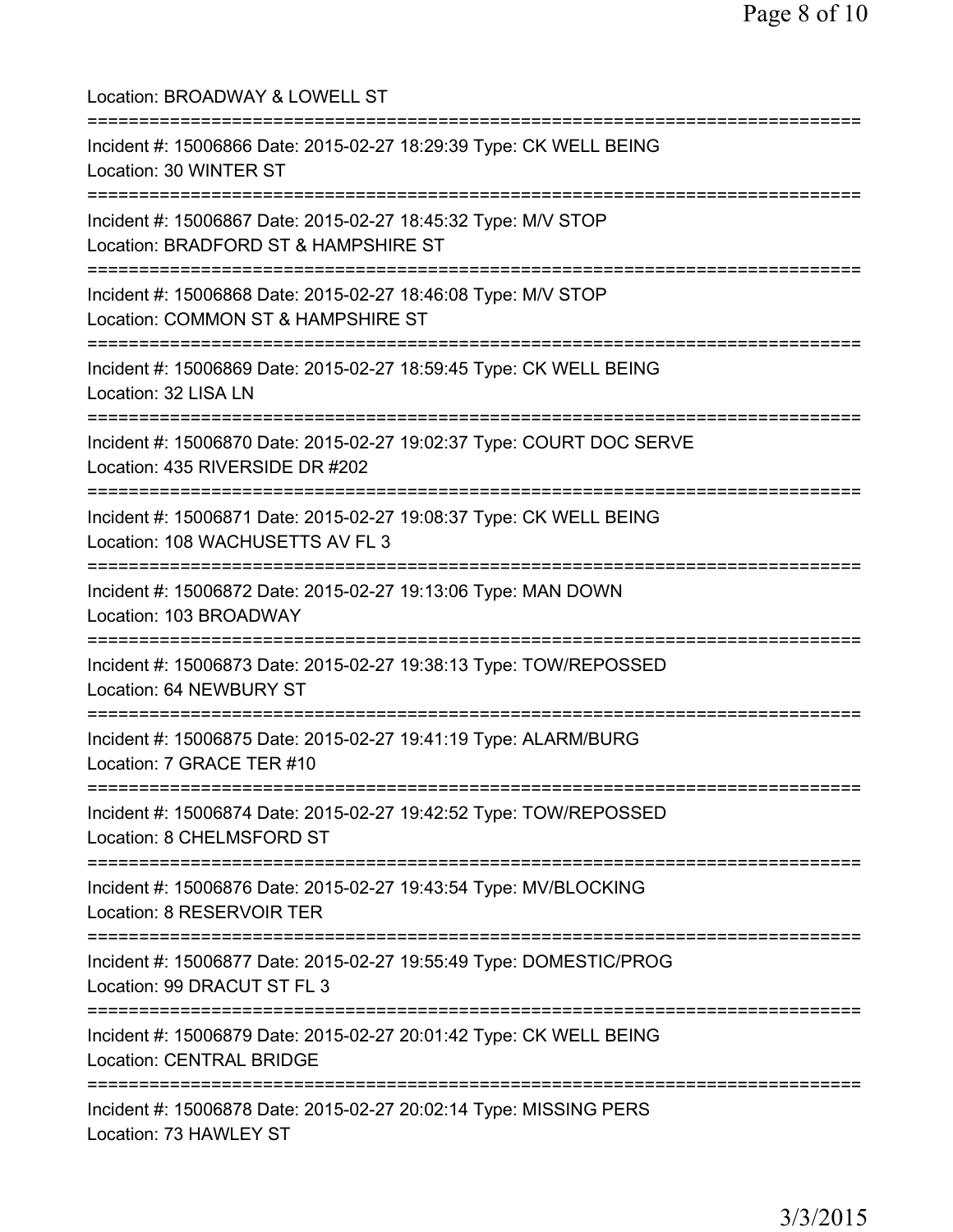Location: BROADWAY & LOWELL ST

===========================================================================

Incident #: 15006866 Date: 2015-02-27 18:29:39 Type: CK WELL BEING

Location: 30 WINTER ST

===========================================================================

Incident #: 15006867 Date: 2015-02-27 18:45:32 Type: M/V STOP

Location: BRADFORD ST & HAMPSHIRE ST

===========================================================================

Incident #: 15006868 Date: 2015-02-27 18:46:08 Type: M/V STOP

Location: COMMON ST & HAMPSHIRE ST

===========================================================================

Incident #: 15006869 Date: 2015-02-27 18:59:45 Type: CK WELL BEING

Location: 32 LISA LN

===========================================================================

Incident #: 15006870 Date: 2015-02-27 19:02:37 Type: COURT DOC SERVE

Location: 435 RIVERSIDE DR #202

===========================================================================

Incident #: 15006871 Date: 2015-02-27 19:08:37 Type: CK WELL BEING

Location: 108 WACHUSETTS AV FL 3

===========================================================================

Incident #: 15006872 Date: 2015-02-27 19:13:06 Type: MAN DOWN

Location: 103 BROADWAY

===========================================================================

Incident #: 15006873 Date: 2015-02-27 19:38:13 Type: TOW/REPOSSED

Location: 64 NEWBURY ST

===========================================================================

Incident #: 15006875 Date: 2015-02-27 19:41:19 Type: ALARM/BURG

Location: 7 GRACE TER #10

===========================================================================

Incident #: 15006874 Date: 2015-02-27 19:42:52 Type: TOW/REPOSSED

Location: 8 CHELMSFORD ST

===========================================================================

Incident #: 15006876 Date: 2015-02-27 19:43:54 Type: MV/BLOCKING

Location: 8 RESERVOIR TER

===========================================================================

Incident #: 15006877 Date: 2015-02-27 19:55:49 Type: DOMESTIC/PROG

Location: 99 DRACUT ST FL 3

===========================================================================

Incident #: 15006879 Date: 2015-02-27 20:01:42 Type: CK WELL BEING

Location: CENTRAL BRIDGE

===========================================================================

Incident #: 15006878 Date: 2015-02-27 20:02:14 Type: MISSING PERS

Location: 73 HAWLEY ST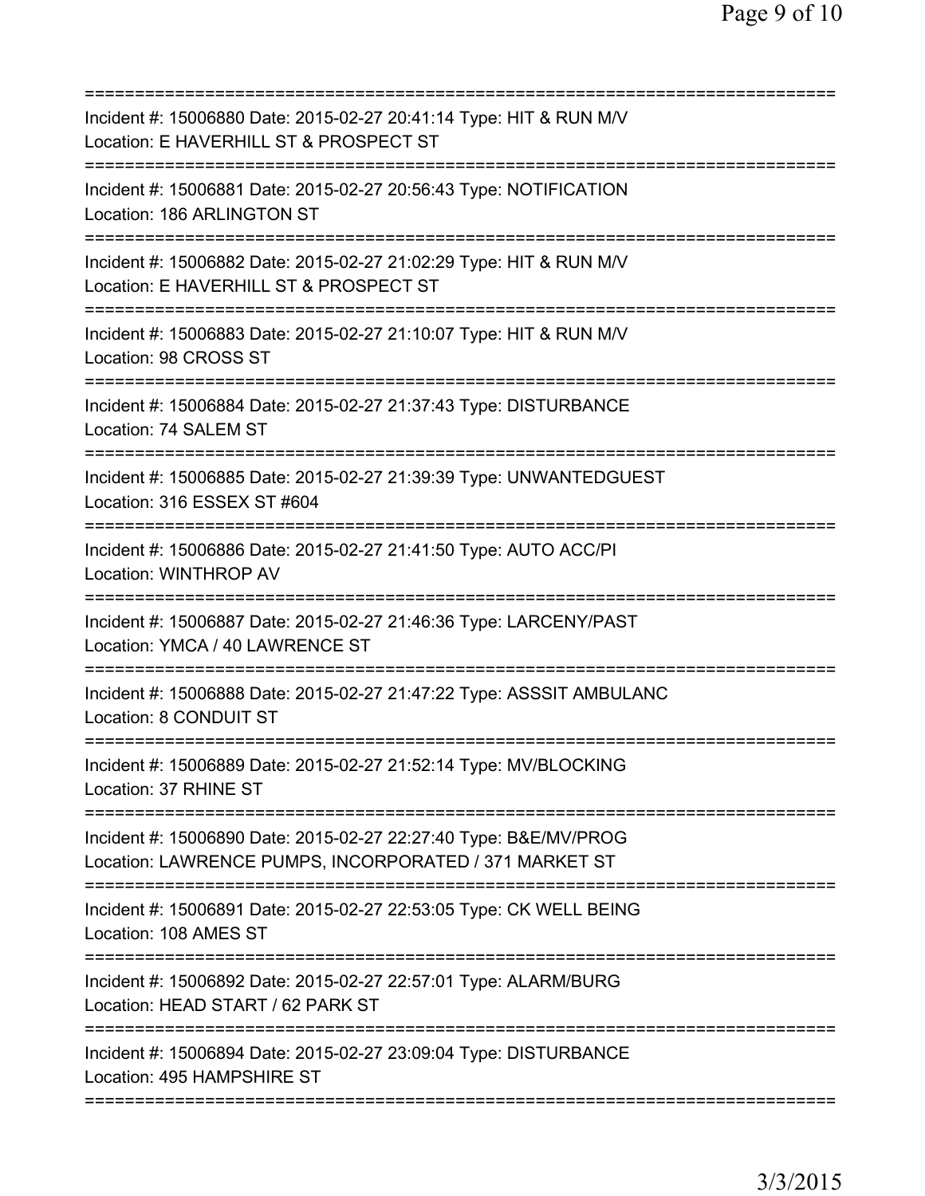===========================================================================

Incident #: 15006880 Date: 2015-02-27 20:41:14 Type: HIT & RUN M/V
Location: E HAVERHILL ST & PROSPECT ST

===========================================================================

Incident #: 15006881 Date: 2015-02-27 20:56:43 Type: NOTIFICATION
Location: 186 ARLINGTON ST

===========================================================================

Incident #: 15006882 Date: 2015-02-27 21:02:29 Type: HIT & RUN M/V
Location: E HAVERHILL ST & PROSPECT ST

===========================================================================

Incident #: 15006883 Date: 2015-02-27 21:10:07 Type: HIT & RUN M/V
Location: 98 CROSS ST

===========================================================================

Incident #: 15006884 Date: 2015-02-27 21:37:43 Type: DISTURBANCE
Location: 74 SALEM ST

===========================================================================

Incident #: 15006885 Date: 2015-02-27 21:39:39 Type: UNWANTEDGUEST
Location: 316 ESSEX ST #604

===========================================================================

Incident #: 15006886 Date: 2015-02-27 21:41:50 Type: AUTO ACC/PI
Location: WINTHROP AV

===========================================================================

Incident #: 15006887 Date: 2015-02-27 21:46:36 Type: LARCENY/PAST
Location: YMCA / 40 LAWRENCE ST

===========================================================================

Incident #: 15006888 Date: 2015-02-27 21:47:22 Type: ASSSIT AMBULANC
Location: 8 CONDUIT ST

===========================================================================

Incident #: 15006889 Date: 2015-02-27 21:52:14 Type: MV/BLOCKING
Location: 37 RHINE ST

===========================================================================

Incident #: 15006890 Date: 2015-02-27 22:27:40 Type: B&E/MV/PROG
Location: LAWRENCE PUMPS, INCORPORATED / 371 MARKET ST

===========================================================================

Incident #: 15006891 Date: 2015-02-27 22:53:05 Type: CK WELL BEING
Location: 108 AMES ST

===========================================================================

Incident #: 15006892 Date: 2015-02-27 22:57:01 Type: ALARM/BURG
Location: HEAD START / 62 PARK ST

===========================================================================

Incident #: 15006894 Date: 2015-02-27 23:09:04 Type: DISTURBANCE
Location: 495 HAMPSHIRE ST

===========================================================================

3/3/2015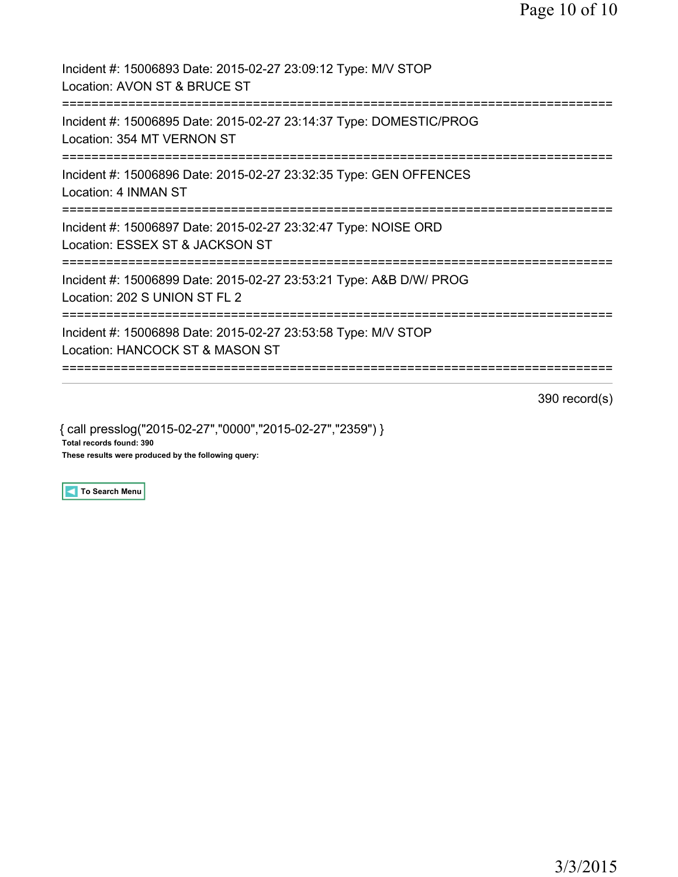Incident #: 15006893 Date: 2015-02-27 23:09:12 Type: M/V STOP
Location: AVON ST & BRUCE ST

===========================================================================

Incident #: 15006895 Date: 2015-02-27 23:14:37 Type: DOMESTIC/PROG
Location: 354 MT VERNON ST

===========================================================================

Incident #: 15006896 Date: 2015-02-27 23:32:35 Type: GEN OFFENCES
Location: 4 INMAN ST

===========================================================================

Incident #: 15006897 Date: 2015-02-27 23:32:47 Type: NOISE ORD
Location: ESSEX ST & JACKSON ST

===========================================================================

Incident #: 15006899 Date: 2015-02-27 23:53:21 Type: A&B D/W/ PROG
Location: 202 S UNION ST FL 2

===========================================================================

Incident #: 15006898 Date: 2015-02-27 23:53:58 Type: M/V STOP
Location: HANCOCK ST & MASON ST

===========================================================================

390 record(s)

{ call presslog("2015-02-27","0000","2015-02-27","2359") }

**Total records found: 390**

**These results were produced by the following query:**

To Search Menu